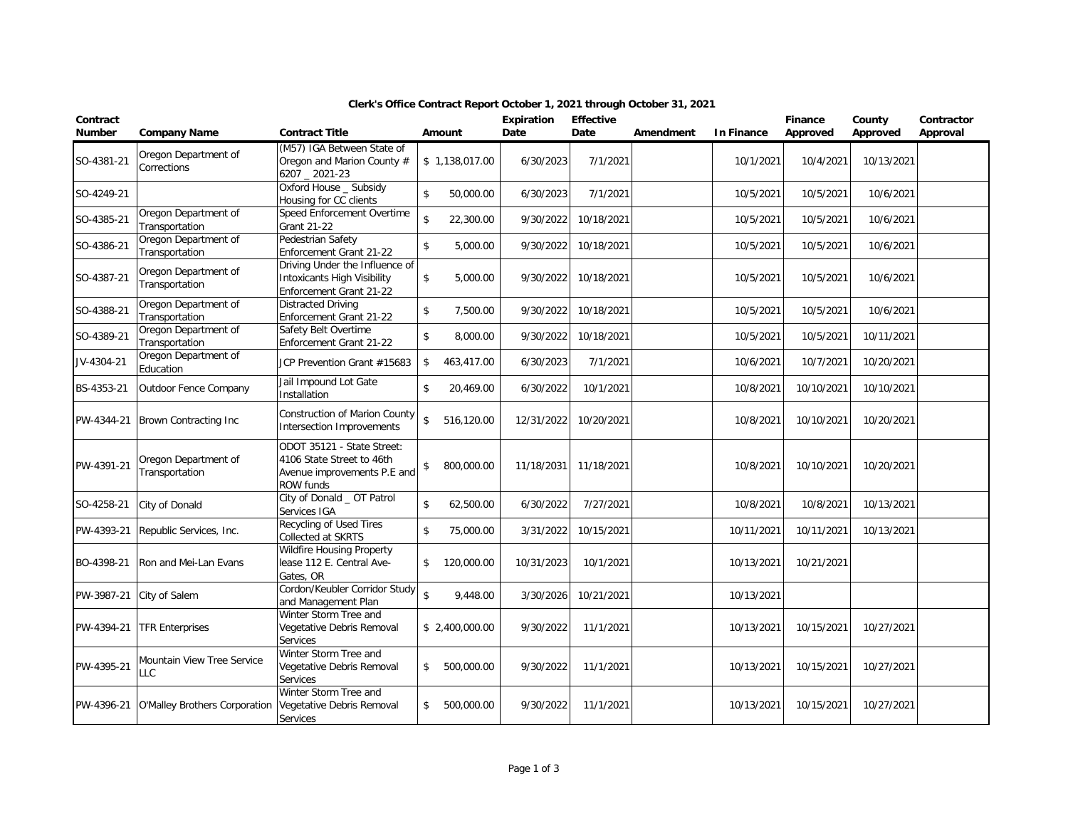## Clerk's Office Contract Report October 1, 2021 through October 31, 2021

| Contract Number | Company Name | Contract Title | Amount | Expiration Date | Effective Date | Amendment | In Finance | Finance Approved | County Approved | Contractor Approval |
|---|---|---|---|---|---|---|---|---|---|---|
| SO-4381-21 | Oregon Department of Corrections | (M57) IGA Between State of Oregon and Marion County # 6207 _ 2021-23 | $ 1,138,017.00 | 6/30/2023 | 7/1/2021 | | 10/1/2021 | 10/4/2021 | 10/13/2021 | |
| SO-4249-21 | | Oxford House _ Subsidy Housing for CC clients | $ 50,000.00 | 6/30/2023 | 7/1/2021 | | 10/5/2021 | 10/5/2021 | 10/6/2021 | |
| SO-4385-21 | Oregon Department of Transportation | Speed Enforcement Overtime Grant 21-22 | $ 22,300.00 | 9/30/2022 | 10/18/2021 | | 10/5/2021 | 10/5/2021 | 10/6/2021 | |
| SO-4386-21 | Oregon Department of Transportation | Pedestrian Safety Enforcement Grant 21-22 | $ 5,000.00 | 9/30/2022 | 10/18/2021 | | 10/5/2021 | 10/5/2021 | 10/6/2021 | |
| SO-4387-21 | Oregon Department of Transportation | Driving Under the Influence of Intoxicants High Visibility Enforcement Grant 21-22 | $ 5,000.00 | 9/30/2022 | 10/18/2021 | | 10/5/2021 | 10/5/2021 | 10/6/2021 | |
| SO-4388-21 | Oregon Department of Transportation | Distracted Driving Enforcement Grant 21-22 | $ 7,500.00 | 9/30/2022 | 10/18/2021 | | 10/5/2021 | 10/5/2021 | 10/6/2021 | |
| SO-4389-21 | Oregon Department of Transportation | Safety Belt Overtime Enforcement Grant 21-22 | $ 8,000.00 | 9/30/2022 | 10/18/2021 | | 10/5/2021 | 10/5/2021 | 10/11/2021 | |
| JV-4304-21 | Oregon Department of Education | JCP Prevention Grant #15683 | $ 463,417.00 | 6/30/2023 | 7/1/2021 | | 10/6/2021 | 10/7/2021 | 10/20/2021 | |
| BS-4353-21 | Outdoor Fence Company | Jail Impound Lot Gate Installation | $ 20,469.00 | 6/30/2022 | 10/1/2021 | | 10/8/2021 | 10/10/2021 | 10/10/2021 | |
| PW-4344-21 | Brown Contracting Inc | Construction of Marion County Intersection Improvements | $ 516,120.00 | 12/31/2022 | 10/20/2021 | | 10/8/2021 | 10/10/2021 | 10/20/2021 | |
| PW-4391-21 | Oregon Department of Transportation | ODOT 35121 - State Street: 4106 State Street to 46th Avenue improvements P.E and ROW funds | $ 800,000.00 | 11/18/2031 | 11/18/2021 | | 10/8/2021 | 10/10/2021 | 10/20/2021 | |
| SO-4258-21 | City of Donald | City of Donald _ OT Patrol Services IGA | $ 62,500.00 | 6/30/2022 | 7/27/2021 | | 10/8/2021 | 10/8/2021 | 10/13/2021 | |
| PW-4393-21 | Republic Services, Inc. | Recycling of Used Tires Collected at SKRTS | $ 75,000.00 | 3/31/2022 | 10/15/2021 | | 10/11/2021 | 10/11/2021 | 10/13/2021 | |
| BO-4398-21 | Ron and Mei-Lan Evans | Wildfire Housing Property lease 112 E. Central Ave-Gates, OR | $ 120,000.00 | 10/31/2023 | 10/1/2021 | | 10/13/2021 | 10/21/2021 | | |
| PW-3987-21 | City of Salem | Cordon/Keubler Corridor Study and Management Plan | $ 9,448.00 | 3/30/2026 | 10/21/2021 | | 10/13/2021 | | | |
| PW-4394-21 | TFR Enterprises | Winter Storm Tree and Vegetative Debris Removal Services | $ 2,400,000.00 | 9/30/2022 | 11/1/2021 | | 10/13/2021 | 10/15/2021 | 10/27/2021 | |
| PW-4395-21 | Mountain View Tree Service LLC | Winter Storm Tree and Vegetative Debris Removal Services | $ 500,000.00 | 9/30/2022 | 11/1/2021 | | 10/13/2021 | 10/15/2021 | 10/27/2021 | |
| PW-4396-21 | O'Malley Brothers Corporation | Winter Storm Tree and Vegetative Debris Removal Services | $ 500,000.00 | 9/30/2022 | 11/1/2021 | | 10/13/2021 | 10/15/2021 | 10/27/2021 | |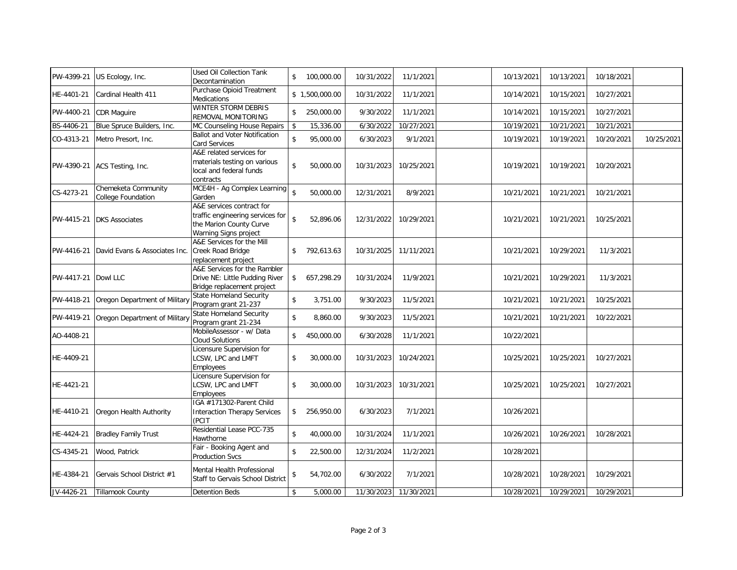| | | | | | | | | | | |
|---|---|---|---|---|---|---|---|---|---|---|
| PW-4399-21 | US Ecology, Inc. | Used Oil Collection Tank Decontamination | $ 100,000.00 | 10/31/2022 | 11/1/2021 | | 10/13/2021 | 10/13/2021 | 10/18/2021 | |
| HE-4401-21 | Cardinal Health 411 | Purchase Opioid Treatment Medications | $ 1,500,000.00 | 10/31/2022 | 11/1/2021 | | 10/14/2021 | 10/15/2021 | 10/27/2021 | |
| PW-4400-21 | CDR Maguire | WINTER STORM DEBRIS REMOVAL MONITORING | $ 250,000.00 | 9/30/2022 | 11/1/2021 | | 10/14/2021 | 10/15/2021 | 10/27/2021 | |
| BS-4406-21 | Blue Spruce Builders, Inc. | MC Counseling House Repairs | $ 15,336.00 | 6/30/2022 | 10/27/2021 | | 10/19/2021 | 10/21/2021 | 10/21/2021 | |
| CO-4313-21 | Metro Presort, Inc. | Ballot and Voter Notification Card Services | $ 95,000.00 | 6/30/2023 | 9/1/2021 | | 10/19/2021 | 10/19/2021 | 10/20/2021 | 10/25/2021 |
| PW-4390-21 | ACS Testing, Inc. | A&E related services for materials testing on various local and federal funds contracts | $ 50,000.00 | 10/31/2023 | 10/25/2021 | | 10/19/2021 | 10/19/2021 | 10/20/2021 | |
| CS-4273-21 | Chemeketa Community College Foundation | MCE4H - Ag Complex Learning Garden | $ 50,000.00 | 12/31/2021 | 8/9/2021 | | 10/21/2021 | 10/21/2021 | 10/21/2021 | |
| PW-4415-21 | DKS Associates | A&E services contract for traffic engineering services for the Marion County Curve Warning Signs project | $ 52,896.06 | 12/31/2022 | 10/29/2021 | | 10/21/2021 | 10/21/2021 | 10/25/2021 | |
| PW-4416-21 | David Evans & Associates Inc. | A&E Services for the Mill Creek Road Bridge replacement project | $ 792,613.63 | 10/31/2025 | 11/11/2021 | | 10/21/2021 | 10/29/2021 | 11/3/2021 | |
| PW-4417-21 | Dowl LLC | A&E Services for the Rambler Drive NE: Little Pudding River Bridge replacement project | $ 657,298.29 | 10/31/2024 | 11/9/2021 | | 10/21/2021 | 10/29/2021 | 11/3/2021 | |
| PW-4418-21 | Oregon Department of Military | State Homeland Security Program grant 21-237 | $ 3,751.00 | 9/30/2023 | 11/5/2021 | | 10/21/2021 | 10/21/2021 | 10/25/2021 | |
| PW-4419-21 | Oregon Department of Military | State Homeland Security Program grant 21-234 | $ 8,860.00 | 9/30/2023 | 11/5/2021 | | 10/21/2021 | 10/21/2021 | 10/22/2021 | |
| AO-4408-21 | | MobileAssessor - w/ Data Cloud Solutions | $ 450,000.00 | 6/30/2028 | 11/1/2021 | | 10/22/2021 | | | |
| HE-4409-21 | | Licensure Supervision for LCSW, LPC and LMFT Employees | $ 30,000.00 | 10/31/2023 | 10/24/2021 | | 10/25/2021 | 10/25/2021 | 10/27/2021 | |
| HE-4421-21 | | Licensure Supervision for LCSW, LPC and LMFT Employees | $ 30,000.00 | 10/31/2023 | 10/31/2021 | | 10/25/2021 | 10/25/2021 | 10/27/2021 | |
| HE-4410-21 | Oregon Health Authority | IGA #171302-Parent Child Interaction Therapy Services (PCIT | $ 256,950.00 | 6/30/2023 | 7/1/2021 | | 10/26/2021 | | | |
| HE-4424-21 | Bradley Family Trust | Residential Lease PCC-735 Hawthorne | $ 40,000.00 | 10/31/2024 | 11/1/2021 | | 10/26/2021 | 10/26/2021 | 10/28/2021 | |
| CS-4345-21 | Wood, Patrick | Fair - Booking Agent and Production Svcs | $ 22,500.00 | 12/31/2024 | 11/2/2021 | | 10/28/2021 | | | |
| HE-4384-21 | Gervais School District #1 | Mental Health Professional Staff to Gervais School District | $ 54,702.00 | 6/30/2022 | 7/1/2021 | | 10/28/2021 | 10/28/2021 | 10/29/2021 | |
| JV-4426-21 | Tillamook County | Detention Beds | $ 5,000.00 | 11/30/2023 | 11/30/2021 | | 10/28/2021 | 10/29/2021 | 10/29/2021 | |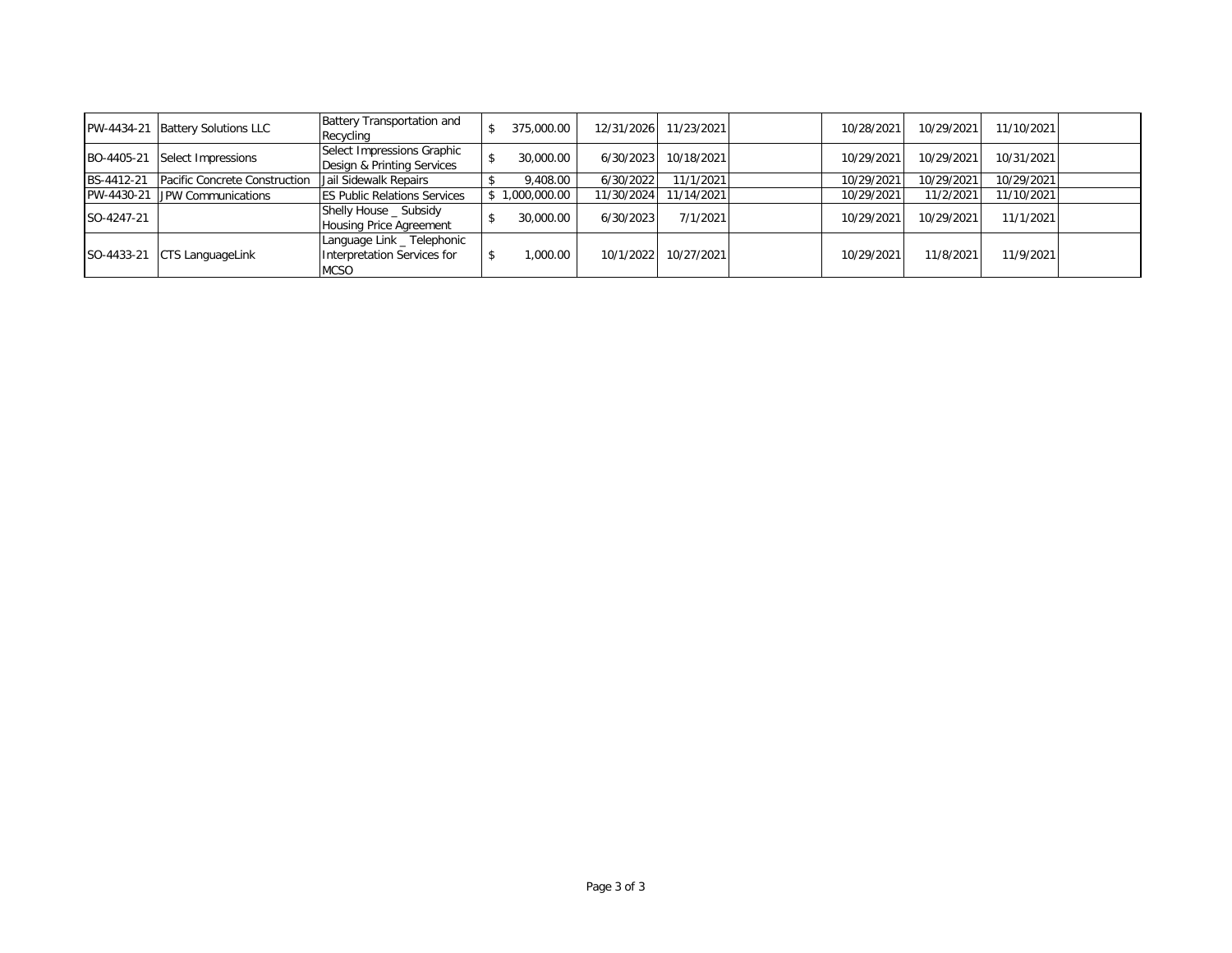| | | | | | | | | | | | |
|---|---|---|---|---|---|---|---|---|---|---|---|
| PW-4434-21 | Battery Solutions LLC | Battery Transportation and Recycling | $ 375,000.00 | 12/31/2026 | 11/23/2021 | | 10/28/2021 | 10/29/2021 | 11/10/2021 | |
| BO-4405-21 | Select Impressions | Select Impressions Graphic Design & Printing Services | $ 30,000.00 | 6/30/2023 | 10/18/2021 | | 10/29/2021 | 10/29/2021 | 10/31/2021 | |
| BS-4412-21 | Pacific Concrete Construction | Jail Sidewalk Repairs | $ 9,408.00 | 6/30/2022 | 11/1/2021 | | 10/29/2021 | 10/29/2021 | 10/29/2021 | |
| PW-4430-21 | JPW Communications | ES Public Relations Services | $ 1,000,000.00 | 11/30/2024 | 11/14/2021 | | 10/29/2021 | 11/2/2021 | 11/10/2021 | |
| SO-4247-21 | | Shelly House _ Subsidy Housing Price Agreement | $ 30,000.00 | 6/30/2023 | 7/1/2021 | | 10/29/2021 | 10/29/2021 | 11/1/2021 | |
| SO-4433-21 | CTS LanguageLink | Language Link _ Telephonic Interpretation Services for MCSO | $ 1,000.00 | 10/1/2022 | 10/27/2021 | | 10/29/2021 | 11/8/2021 | 11/9/2021 | |